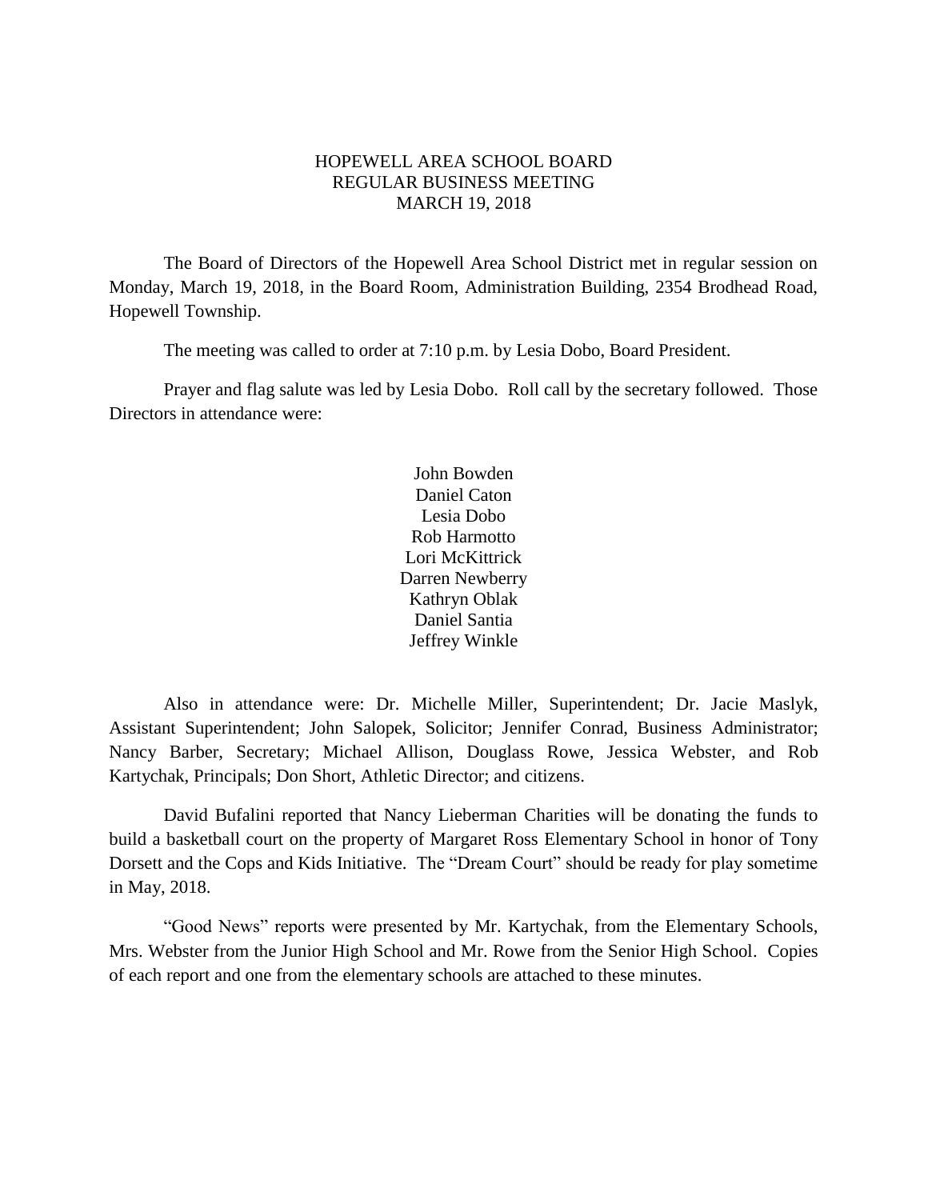# HOPEWELL AREA SCHOOL BOARD
## REGULAR BUSINESS MEETING
## MARCH 19, 2018

The Board of Directors of the Hopewell Area School District met in regular session on Monday, March 19, 2018, in the Board Room, Administration Building, 2354 Brodhead Road, Hopewell Township.

The meeting was called to order at 7:10 p.m. by Lesia Dobo, Board President.

Prayer and flag salute was led by Lesia Dobo. Roll call by the secretary followed. Those Directors in attendance were:

John Bowden
Daniel Caton
Lesia Dobo
Rob Harmotto
Lori McKittrick
Darren Newberry
Kathryn Oblak
Daniel Santia
Jeffrey Winkle

Also in attendance were: Dr. Michelle Miller, Superintendent; Dr. Jacie Maslyk, Assistant Superintendent; John Salopek, Solicitor; Jennifer Conrad, Business Administrator; Nancy Barber, Secretary; Michael Allison, Douglass Rowe, Jessica Webster, and Rob Kartychak, Principals; Don Short, Athletic Director; and citizens.

David Bufalini reported that Nancy Lieberman Charities will be donating the funds to build a basketball court on the property of Margaret Ross Elementary School in honor of Tony Dorsett and the Cops and Kids Initiative. The "Dream Court" should be ready for play sometime in May, 2018.

"Good News" reports were presented by Mr. Kartychak, from the Elementary Schools, Mrs. Webster from the Junior High School and Mr. Rowe from the Senior High School. Copies of each report and one from the elementary schools are attached to these minutes.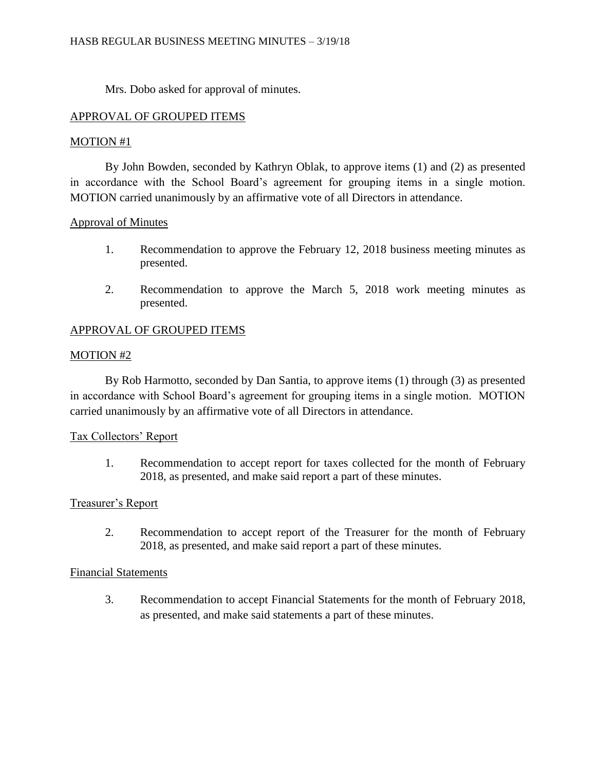Mrs. Dobo asked for approval of minutes.

## APPROVAL OF GROUPED ITEMS

### MOTION #1

By John Bowden, seconded by Kathryn Oblak, to approve items (1) and (2) as presented in accordance with the School Board's agreement for grouping items in a single motion. MOTION carried unanimously by an affirmative vote of all Directors in attendance.

### Approval of Minutes

1. Recommendation to approve the February 12, 2018 business meeting minutes as presented.

2. Recommendation to approve the March 5, 2018 work meeting minutes as presented.

## APPROVAL OF GROUPED ITEMS

### MOTION #2

By Rob Harmotto, seconded by Dan Santia, to approve items (1) through (3) as presented in accordance with School Board's agreement for grouping items in a single motion. MOTION carried unanimously by an affirmative vote of all Directors in attendance.

### Tax Collectors' Report

1. Recommendation to accept report for taxes collected for the month of February 2018, as presented, and make said report a part of these minutes.

### Treasurer's Report

2. Recommendation to accept report of the Treasurer for the month of February 2018, as presented, and make said report a part of these minutes.

### Financial Statements

3. Recommendation to accept Financial Statements for the month of February 2018, as presented, and make said statements a part of these minutes.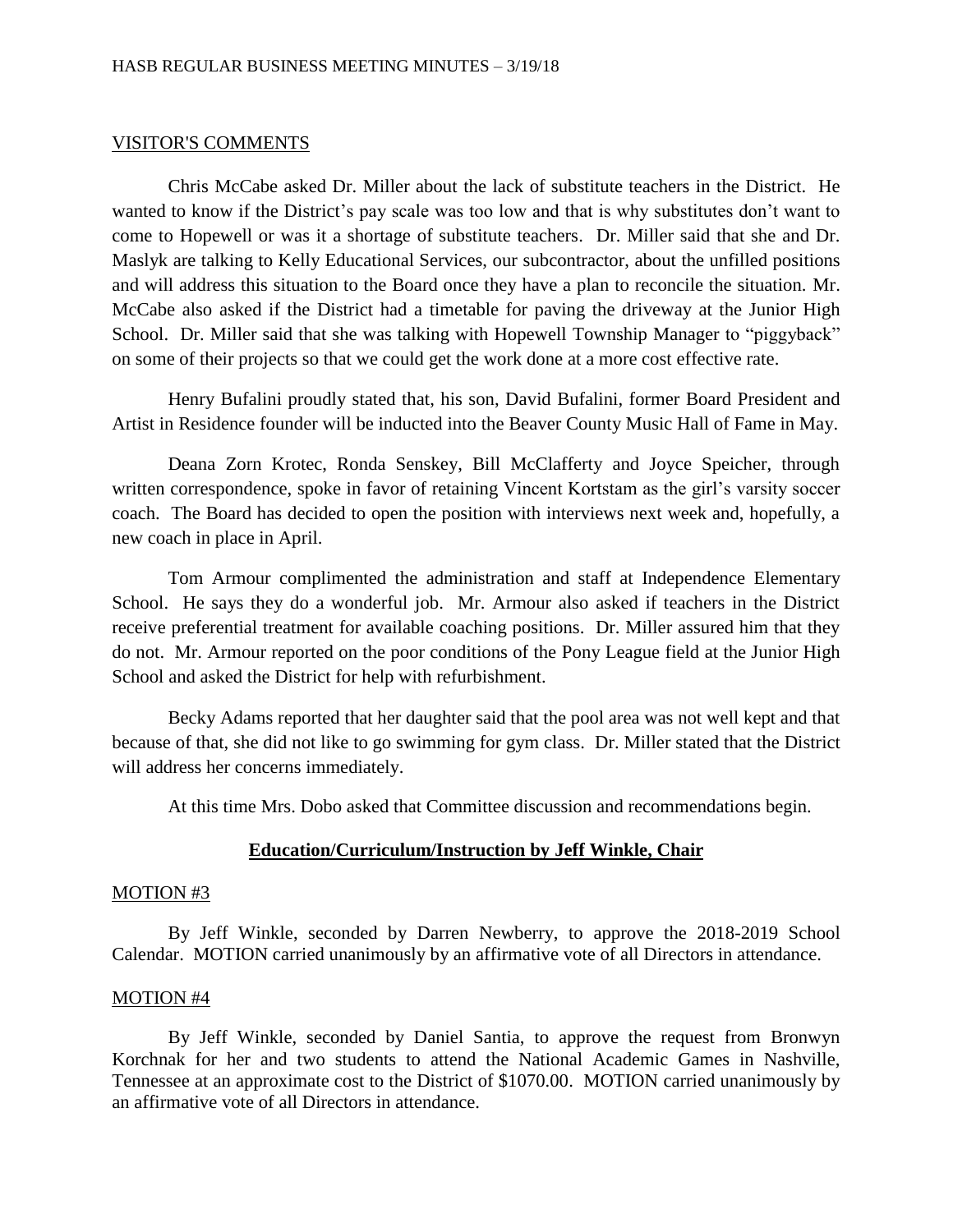## VISITOR'S COMMENTS

Chris McCabe asked Dr. Miller about the lack of substitute teachers in the District. He wanted to know if the District's pay scale was too low and that is why substitutes don't want to come to Hopewell or was it a shortage of substitute teachers. Dr. Miller said that she and Dr. Maslyk are talking to Kelly Educational Services, our subcontractor, about the unfilled positions and will address this situation to the Board once they have a plan to reconcile the situation. Mr. McCabe also asked if the District had a timetable for paving the driveway at the Junior High School. Dr. Miller said that she was talking with Hopewell Township Manager to "piggyback" on some of their projects so that we could get the work done at a more cost effective rate.

Henry Bufalini proudly stated that, his son, David Bufalini, former Board President and Artist in Residence founder will be inducted into the Beaver County Music Hall of Fame in May.

Deana Zorn Krotec, Ronda Senskey, Bill McClafferty and Joyce Speicher, through written correspondence, spoke in favor of retaining Vincent Kortstam as the girl's varsity soccer coach. The Board has decided to open the position with interviews next week and, hopefully, a new coach in place in April.

Tom Armour complimented the administration and staff at Independence Elementary School. He says they do a wonderful job. Mr. Armour also asked if teachers in the District receive preferential treatment for available coaching positions. Dr. Miller assured him that they do not. Mr. Armour reported on the poor conditions of the Pony League field at the Junior High School and asked the District for help with refurbishment.

Becky Adams reported that her daughter said that the pool area was not well kept and that because of that, she did not like to go swimming for gym class. Dr. Miller stated that the District will address her concerns immediately.

At this time Mrs. Dobo asked that Committee discussion and recommendations begin.

## **Education/Curriculum/Instruction by Jeff Winkle, Chair**

### MOTION #3

By Jeff Winkle, seconded by Darren Newberry, to approve the 2018-2019 School Calendar. MOTION carried unanimously by an affirmative vote of all Directors in attendance.

### MOTION #4

By Jeff Winkle, seconded by Daniel Santia, to approve the request from Bronwyn Korchnak for her and two students to attend the National Academic Games in Nashville, Tennessee at an approximate cost to the District of $1070.00. MOTION carried unanimously by an affirmative vote of all Directors in attendance.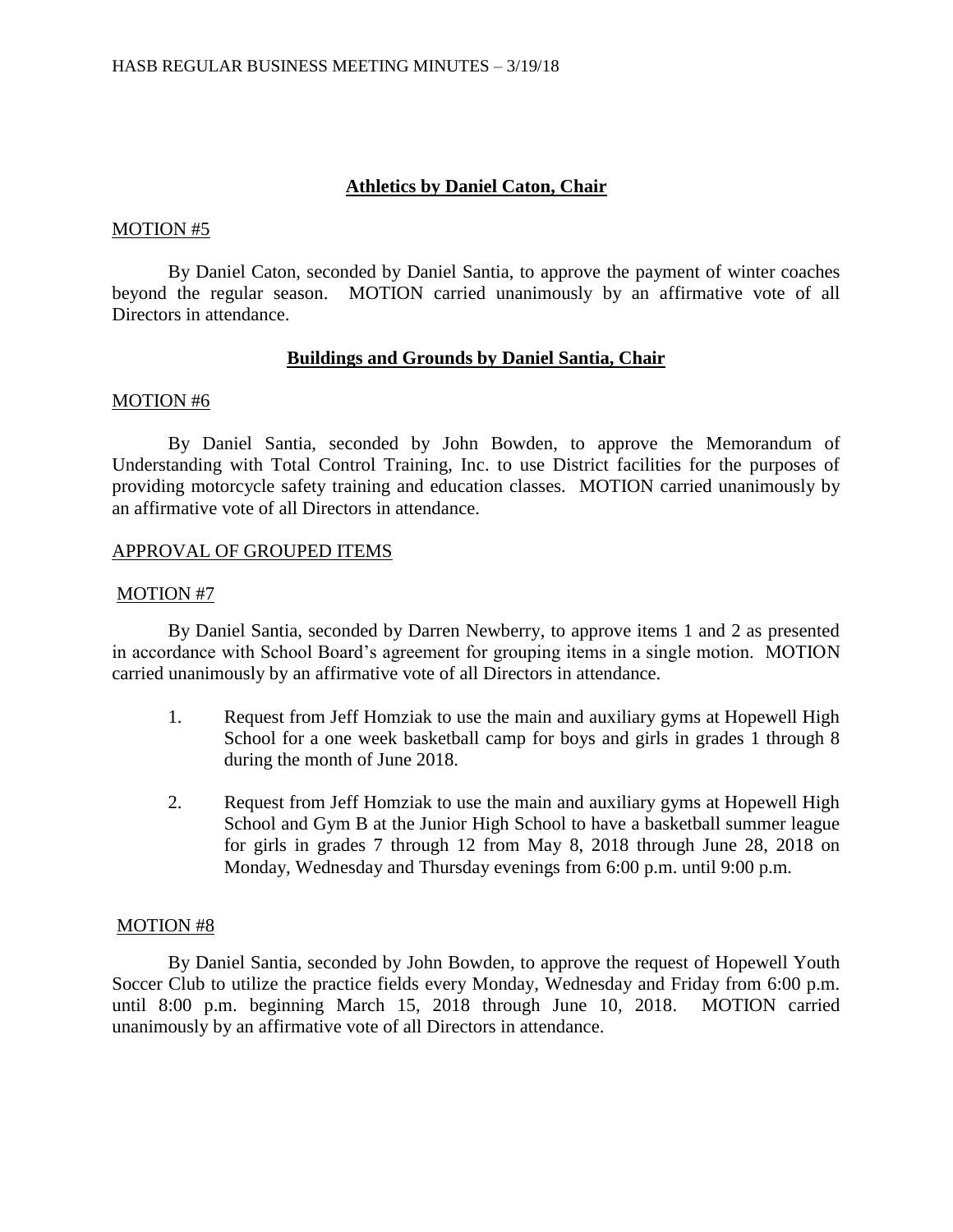## Athletics by Daniel Caton, Chair

MOTION #5

By Daniel Caton, seconded by Daniel Santia, to approve the payment of winter coaches beyond the regular season. MOTION carried unanimously by an affirmative vote of all Directors in attendance.

## Buildings and Grounds by Daniel Santia, Chair

MOTION #6

By Daniel Santia, seconded by John Bowden, to approve the Memorandum of Understanding with Total Control Training, Inc. to use District facilities for the purposes of providing motorcycle safety training and education classes. MOTION carried unanimously by an affirmative vote of all Directors in attendance.

APPROVAL OF GROUPED ITEMS

MOTION #7

By Daniel Santia, seconded by Darren Newberry, to approve items 1 and 2 as presented in accordance with School Board's agreement for grouping items in a single motion. MOTION carried unanimously by an affirmative vote of all Directors in attendance.

1. Request from Jeff Homziak to use the main and auxiliary gyms at Hopewell High School for a one week basketball camp for boys and girls in grades 1 through 8 during the month of June 2018.

2. Request from Jeff Homziak to use the main and auxiliary gyms at Hopewell High School and Gym B at the Junior High School to have a basketball summer league for girls in grades 7 through 12 from May 8, 2018 through June 28, 2018 on Monday, Wednesday and Thursday evenings from 6:00 p.m. until 9:00 p.m.

MOTION #8

By Daniel Santia, seconded by John Bowden, to approve the request of Hopewell Youth Soccer Club to utilize the practice fields every Monday, Wednesday and Friday from 6:00 p.m. until 8:00 p.m. beginning March 15, 2018 through June 10, 2018. MOTION carried unanimously by an affirmative vote of all Directors in attendance.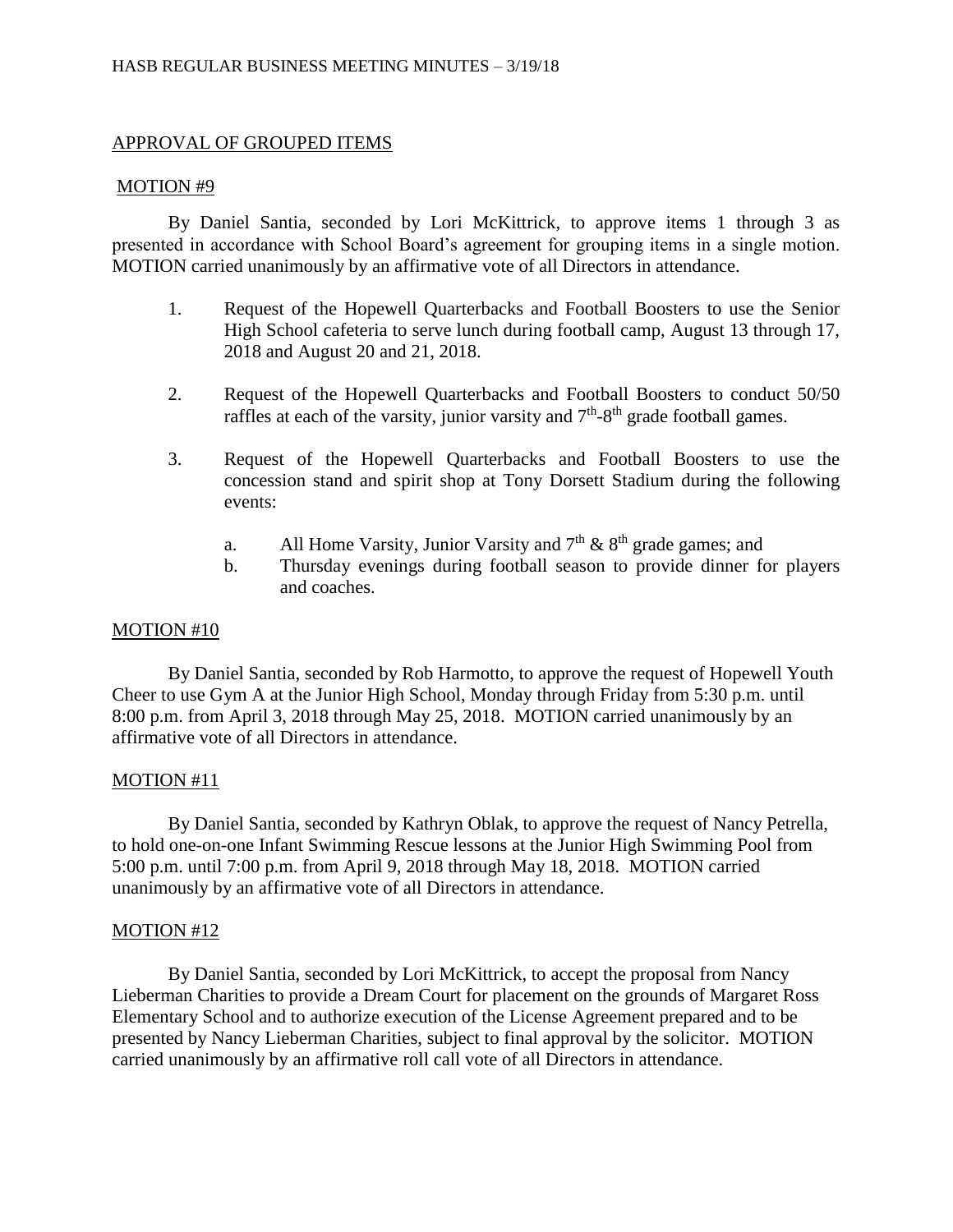## APPROVAL OF GROUPED ITEMS

### MOTION #9

By Daniel Santia, seconded by Lori McKittrick, to approve items 1 through 3 as presented in accordance with School Board's agreement for grouping items in a single motion. MOTION carried unanimously by an affirmative vote of all Directors in attendance.

1. Request of the Hopewell Quarterbacks and Football Boosters to use the Senior High School cafeteria to serve lunch during football camp, August 13 through 17, 2018 and August 20 and 21, 2018.
2. Request of the Hopewell Quarterbacks and Football Boosters to conduct 50/50 raffles at each of the varsity, junior varsity and 7th-8th grade football games.
3. Request of the Hopewell Quarterbacks and Football Boosters to use the concession stand and spirit shop at Tony Dorsett Stadium during the following events:
   a. All Home Varsity, Junior Varsity and 7th & 8th grade games; and
   b. Thursday evenings during football season to provide dinner for players and coaches.

### MOTION #10

By Daniel Santia, seconded by Rob Harmotto, to approve the request of Hopewell Youth Cheer to use Gym A at the Junior High School, Monday through Friday from 5:30 p.m. until 8:00 p.m. from April 3, 2018 through May 25, 2018. MOTION carried unanimously by an affirmative vote of all Directors in attendance.

### MOTION #11

By Daniel Santia, seconded by Kathryn Oblak, to approve the request of Nancy Petrella, to hold one-on-one Infant Swimming Rescue lessons at the Junior High Swimming Pool from 5:00 p.m. until 7:00 p.m. from April 9, 2018 through May 18, 2018. MOTION carried unanimously by an affirmative vote of all Directors in attendance.

### MOTION #12

By Daniel Santia, seconded by Lori McKittrick, to accept the proposal from Nancy Lieberman Charities to provide a Dream Court for placement on the grounds of Margaret Ross Elementary School and to authorize execution of the License Agreement prepared and to be presented by Nancy Lieberman Charities, subject to final approval by the solicitor. MOTION carried unanimously by an affirmative roll call vote of all Directors in attendance.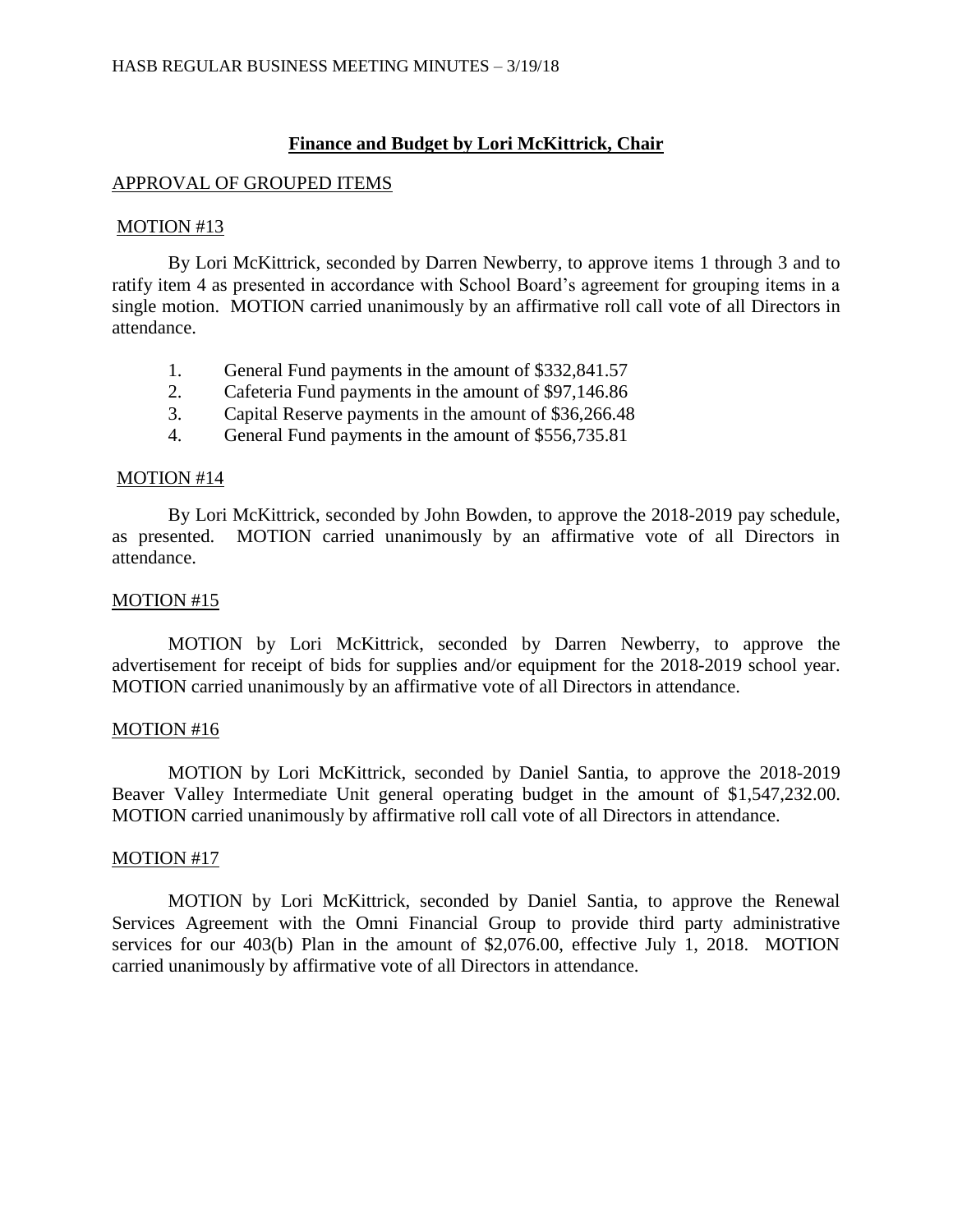## Finance and Budget by Lori McKittrick, Chair

APPROVAL OF GROUPED ITEMS

MOTION #13

By Lori McKittrick, seconded by Darren Newberry, to approve items 1 through 3 and to ratify item 4 as presented in accordance with School Board's agreement for grouping items in a single motion. MOTION carried unanimously by an affirmative roll call vote of all Directors in attendance.

1. General Fund payments in the amount of $332,841.57
2. Cafeteria Fund payments in the amount of $97,146.86
3. Capital Reserve payments in the amount of $36,266.48
4. General Fund payments in the amount of $556,735.81

MOTION #14

By Lori McKittrick, seconded by John Bowden, to approve the 2018-2019 pay schedule, as presented. MOTION carried unanimously by an affirmative vote of all Directors in attendance.

MOTION #15

MOTION by Lori McKittrick, seconded by Darren Newberry, to approve the advertisement for receipt of bids for supplies and/or equipment for the 2018-2019 school year. MOTION carried unanimously by an affirmative vote of all Directors in attendance.

MOTION #16

MOTION by Lori McKittrick, seconded by Daniel Santia, to approve the 2018-2019 Beaver Valley Intermediate Unit general operating budget in the amount of $1,547,232.00. MOTION carried unanimously by affirmative roll call vote of all Directors in attendance.

MOTION #17

MOTION by Lori McKittrick, seconded by Daniel Santia, to approve the Renewal Services Agreement with the Omni Financial Group to provide third party administrative services for our 403(b) Plan in the amount of $2,076.00, effective July 1, 2018. MOTION carried unanimously by affirmative vote of all Directors in attendance.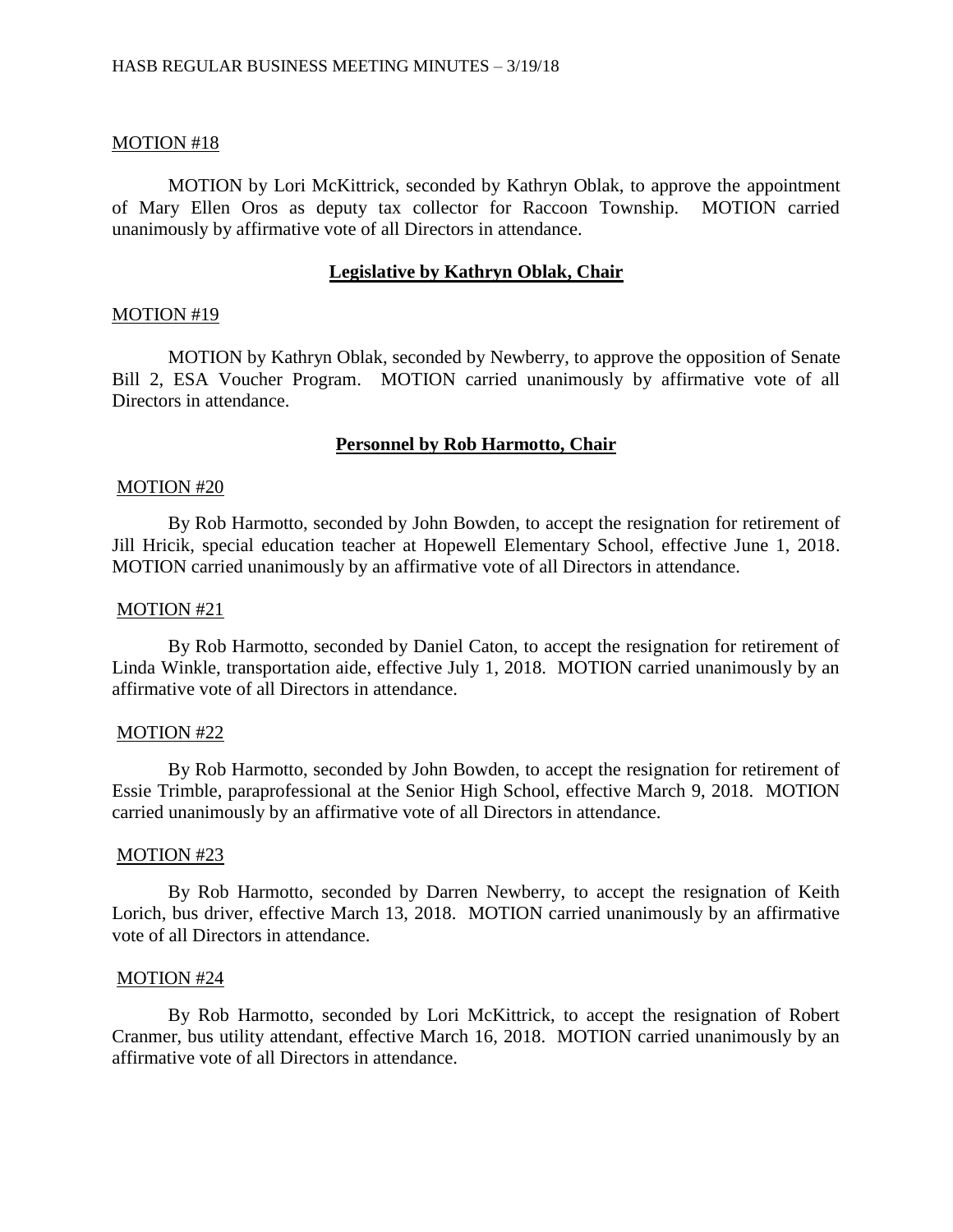MOTION #18

MOTION by Lori McKittrick, seconded by Kathryn Oblak, to approve the appointment of Mary Ellen Oros as deputy tax collector for Raccoon Township. MOTION carried unanimously by affirmative vote of all Directors in attendance.

## **Legislative by Kathryn Oblak, Chair**

MOTION #19

MOTION by Kathryn Oblak, seconded by Newberry, to approve the opposition of Senate Bill 2, ESA Voucher Program. MOTION carried unanimously by affirmative vote of all Directors in attendance.

## **Personnel by Rob Harmotto, Chair**

MOTION #20

By Rob Harmotto, seconded by John Bowden, to accept the resignation for retirement of Jill Hricik, special education teacher at Hopewell Elementary School, effective June 1, 2018. MOTION carried unanimously by an affirmative vote of all Directors in attendance.

MOTION #21

By Rob Harmotto, seconded by Daniel Caton, to accept the resignation for retirement of Linda Winkle, transportation aide, effective July 1, 2018. MOTION carried unanimously by an affirmative vote of all Directors in attendance.

MOTION #22

By Rob Harmotto, seconded by John Bowden, to accept the resignation for retirement of Essie Trimble, paraprofessional at the Senior High School, effective March 9, 2018. MOTION carried unanimously by an affirmative vote of all Directors in attendance.

MOTION #23

By Rob Harmotto, seconded by Darren Newberry, to accept the resignation of Keith Lorich, bus driver, effective March 13, 2018. MOTION carried unanimously by an affirmative vote of all Directors in attendance.

MOTION #24

By Rob Harmotto, seconded by Lori McKittrick, to accept the resignation of Robert Cranmer, bus utility attendant, effective March 16, 2018. MOTION carried unanimously by an affirmative vote of all Directors in attendance.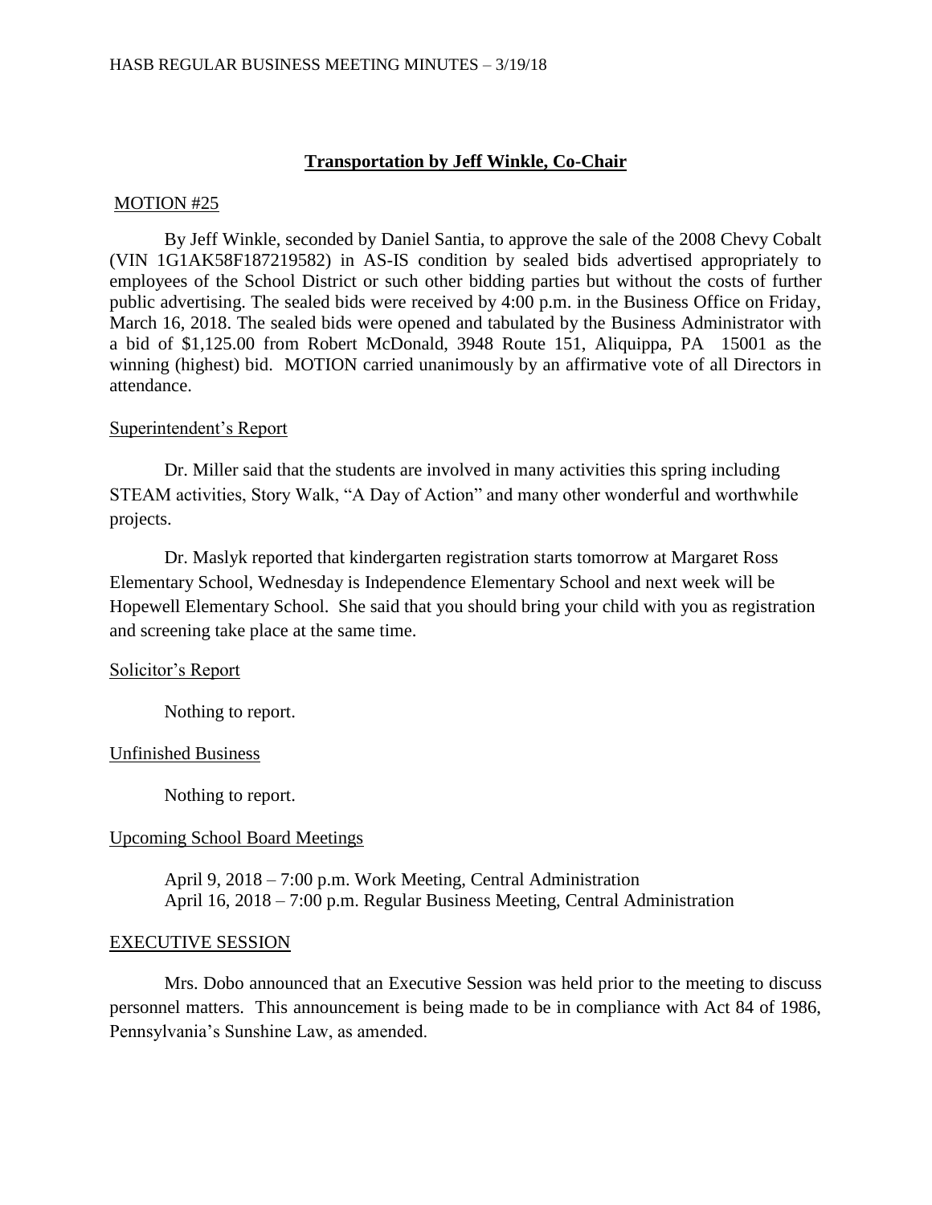## Transportation by Jeff Winkle, Co-Chair

MOTION #25

By Jeff Winkle, seconded by Daniel Santia, to approve the sale of the 2008 Chevy Cobalt (VIN 1G1AK58F187219582) in AS-IS condition by sealed bids advertised appropriately to employees of the School District or such other bidding parties but without the costs of further public advertising. The sealed bids were received by 4:00 p.m. in the Business Office on Friday, March 16, 2018. The sealed bids were opened and tabulated by the Business Administrator with a bid of $1,125.00 from Robert McDonald, 3948 Route 151, Aliquippa, PA 15001 as the winning (highest) bid. MOTION carried unanimously by an affirmative vote of all Directors in attendance.

Superintendent's Report

Dr. Miller said that the students are involved in many activities this spring including STEAM activities, Story Walk, "A Day of Action" and many other wonderful and worthwhile projects.

Dr. Maslyk reported that kindergarten registration starts tomorrow at Margaret Ross Elementary School, Wednesday is Independence Elementary School and next week will be Hopewell Elementary School. She said that you should bring your child with you as registration and screening take place at the same time.

Solicitor's Report

Nothing to report.

Unfinished Business

Nothing to report.

Upcoming School Board Meetings

April 9, 2018 – 7:00 p.m. Work Meeting, Central Administration
April 16, 2018 – 7:00 p.m. Regular Business Meeting, Central Administration

EXECUTIVE SESSION

Mrs. Dobo announced that an Executive Session was held prior to the meeting to discuss personnel matters. This announcement is being made to be in compliance with Act 84 of 1986, Pennsylvania's Sunshine Law, as amended.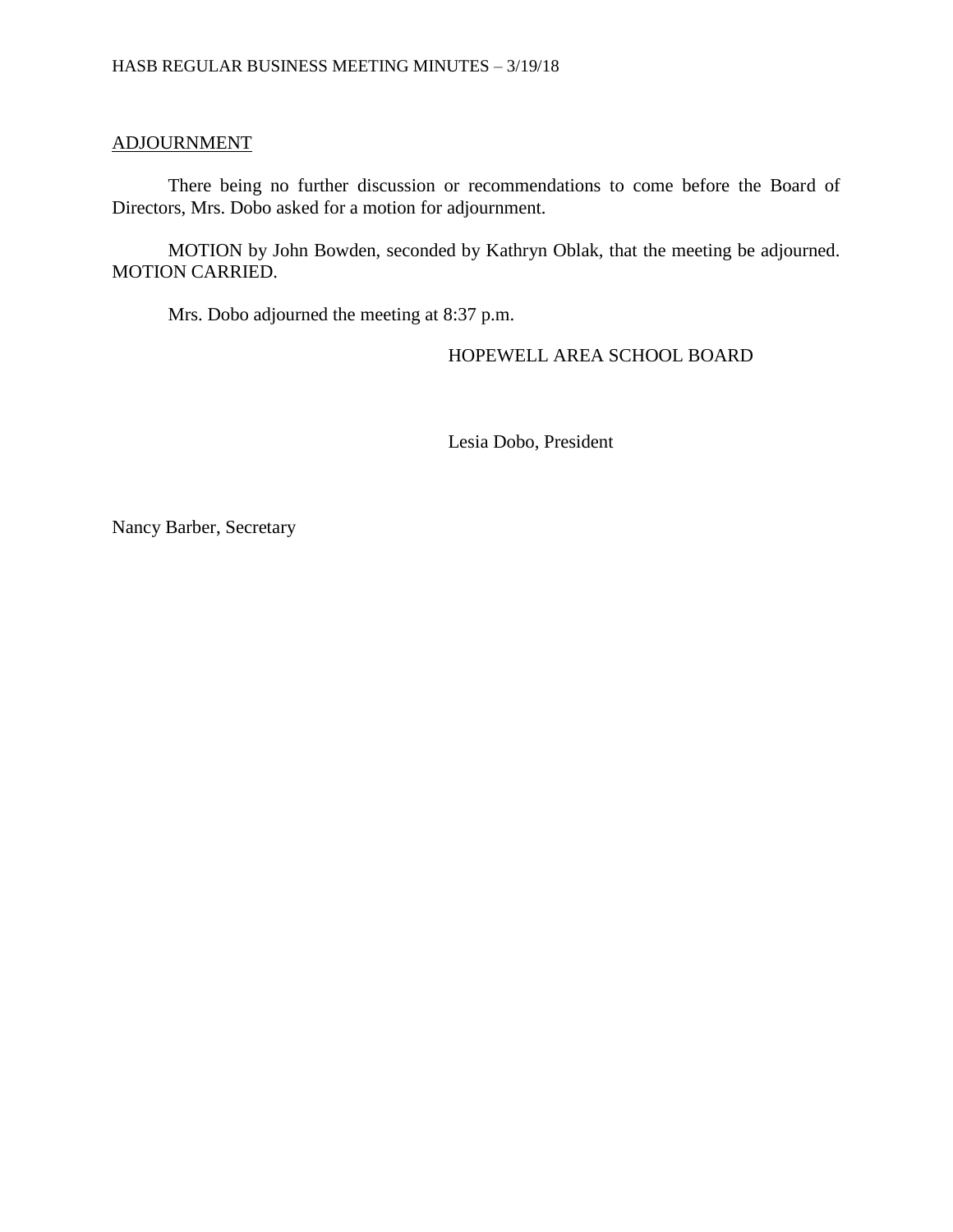## ADJOURNMENT

There being no further discussion or recommendations to come before the Board of Directors, Mrs. Dobo asked for a motion for adjournment.

MOTION by John Bowden, seconded by Kathryn Oblak, that the meeting be adjourned. MOTION CARRIED.

Mrs. Dobo adjourned the meeting at 8:37 p.m.

HOPEWELL AREA SCHOOL BOARD

Lesia Dobo, President

Nancy Barber, Secretary